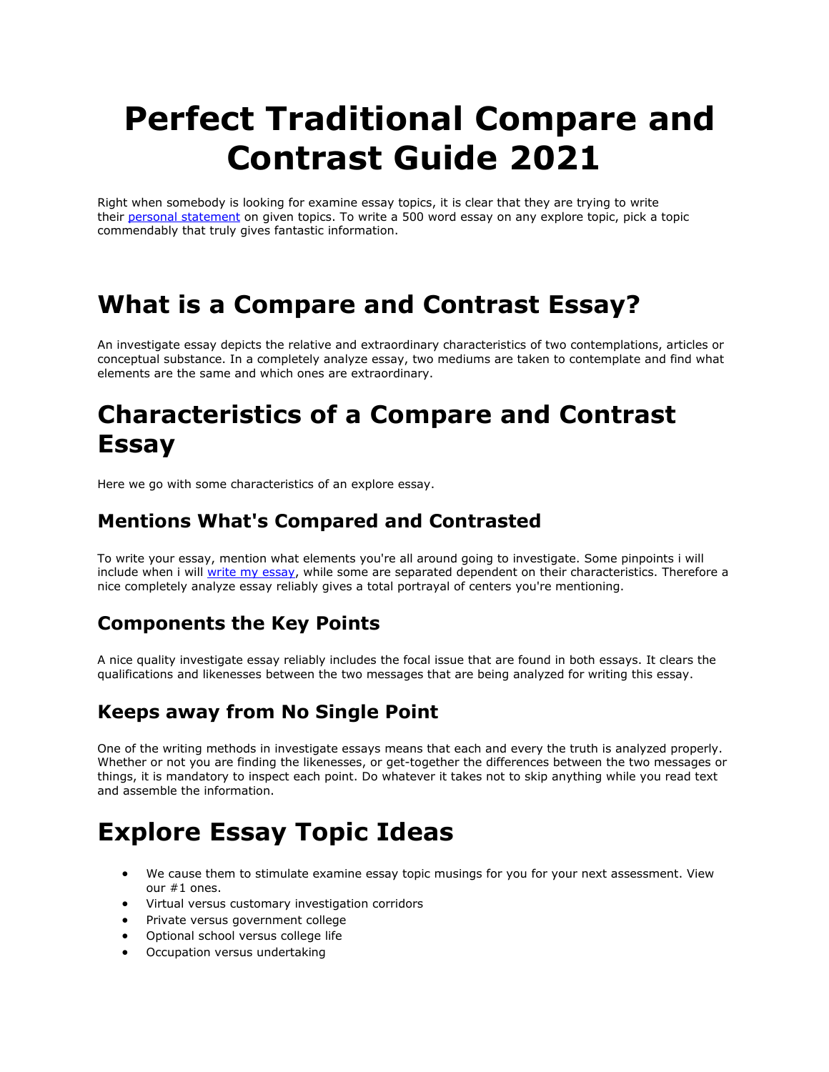# Perfect Traditional Compare and Contrast Guide 2021

Right when somebody is looking for examine essay topics, it is clear that they are trying to write their personal statement on given topics. To write a 500 word essay on any explore topic, pick a topic commendably that truly gives fantastic information.

# What is a Compare and Contrast Essay?

An investigate essay depicts the relative and extraordinary characteristics of two contemplations, articles or conceptual substance. In a completely analyze essay, two mediums are taken to contemplate and find what elements are the same and which ones are extraordinary.

# Characteristics of a Compare and Contrast Essay

Here we go with some characteristics of an explore essay.

## Mentions What's Compared and Contrasted

To write your essay, mention what elements you're all around going to investigate. Some pinpoints i will include when i will write my essay, while some are separated dependent on their characteristics. Therefore a nice completely analyze essay reliably gives a total portrayal of centers you're mentioning.

## Components the Key Points

A nice quality investigate essay reliably includes the focal issue that are found in both essays. It clears the qualifications and likenesses between the two messages that are being analyzed for writing this essay.

## Keeps away from No Single Point

One of the writing methods in investigate essays means that each and every the truth is analyzed properly. Whether or not you are finding the likenesses, or get-together the differences between the two messages or things, it is mandatory to inspect each point. Do whatever it takes not to skip anything while you read text and assemble the information.

# Explore Essay Topic Ideas

- We cause them to stimulate examine essay topic musings for you for your next assessment. View our #1 ones.
- Virtual versus customary investigation corridors
- Private versus government college
- Optional school versus college life
- Occupation versus undertaking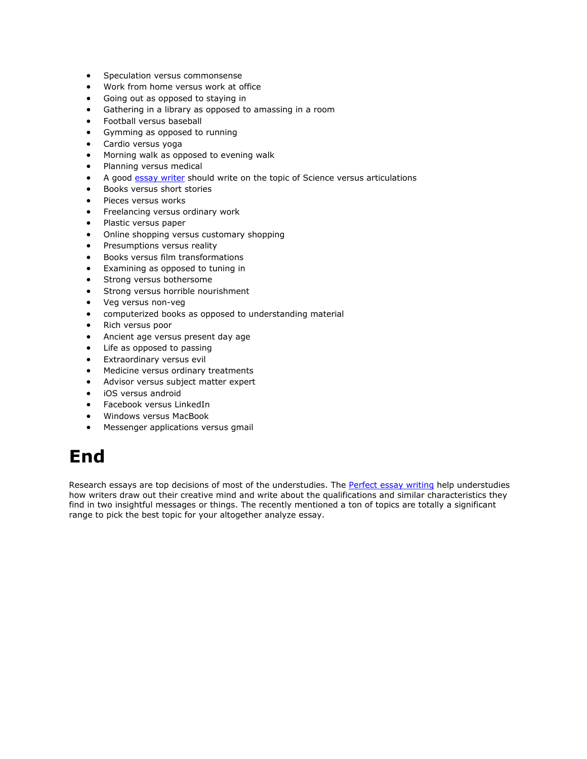- Speculation versus commonsense
- Work from home versus work at office
- Going out as opposed to staying in
- Gathering in a library as opposed to amassing in a room
- Football versus baseball
- Gymming as opposed to running
- Cardio versus yoga
- Morning walk as opposed to evening walk
- Planning versus medical
- A good [essay writer]() should write on the topic of Science versus articulations
- Books versus short stories
- Pieces versus works
- Freelancing versus ordinary work
- Plastic versus paper
- Online shopping versus customary shopping
- Presumptions versus reality
- Books versus film transformations
- Examining as opposed to tuning in
- Strong versus bothersome
- Strong versus horrible nourishment
- Veg versus non-veg
- computerized books as opposed to understanding material
- Rich versus poor
- Ancient age versus present day age
- Life as opposed to passing
- Extraordinary versus evil
- Medicine versus ordinary treatments
- Advisor versus subject matter expert
- iOS versus android
- Facebook versus LinkedIn
- Windows versus MacBook
- Messenger applications versus gmail

# End

Research essays are top decisions of most of the understudies. The [Perfect essay writing]() help understudies how writers draw out their creative mind and write about the qualifications and similar characteristics they find in two insightful messages or things. The recently mentioned a ton of topics are totally a significant range to pick the best topic for your altogether analyze essay.